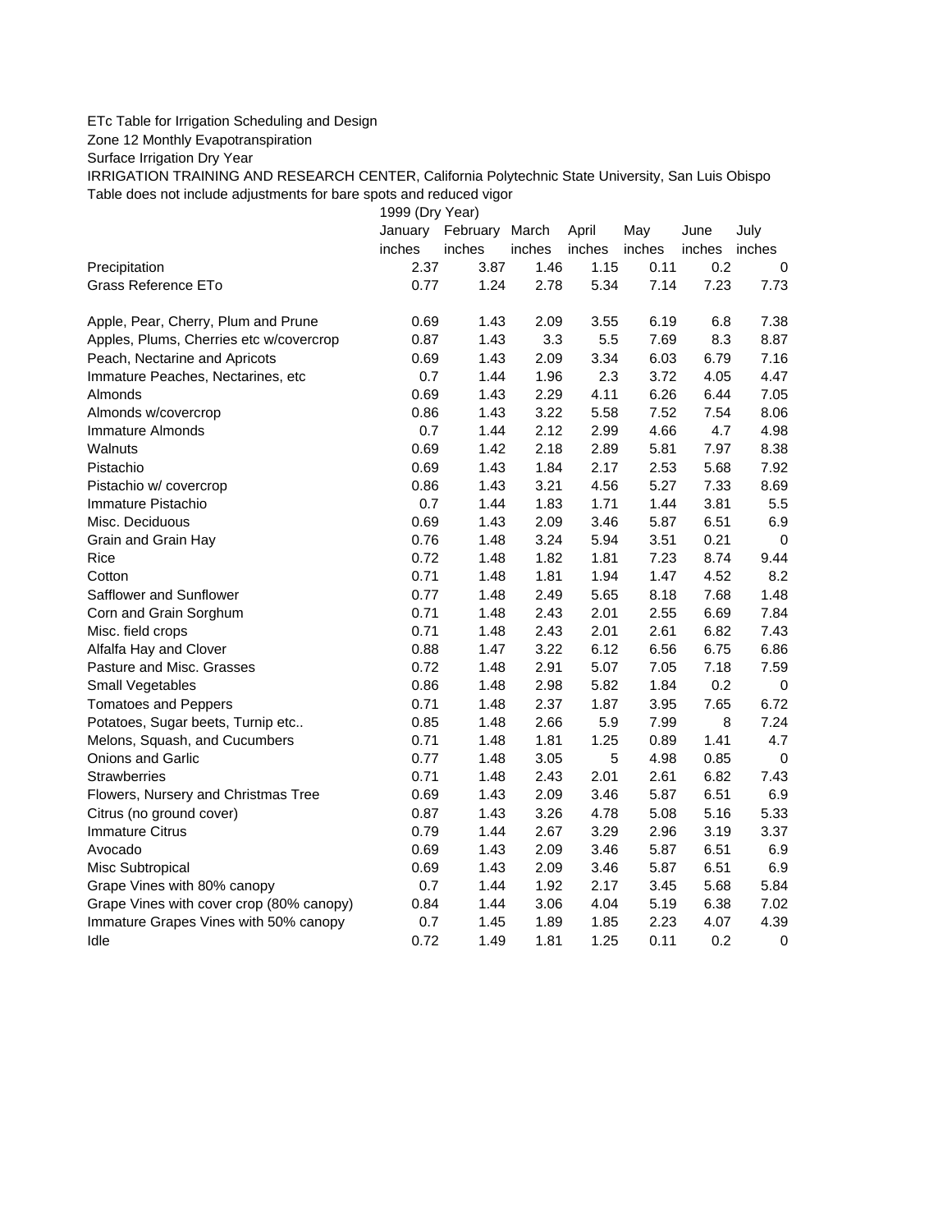ETc Table for Irrigation Scheduling and Design

Zone 12 Monthly Evapotranspiration

Surface Irrigation Dry Year

IRRIGATION TRAINING AND RESEARCH CENTER, California Polytechnic State University, San Luis Obispo

Table does not include adjustments for bare spots and reduced vigor

| | 1999 (Dry Year) | | | | | | |
|---|---|---|---|---|---|---|---|
| | January | February | March | April | May | June | July |
| | inches | inches | inches | inches | inches | inches | inches |
| Precipitation | 2.37 | 3.87 | 1.46 | 1.15 | 0.11 | 0.2 | 0 |
| Grass Reference ETo | 0.77 | 1.24 | 2.78 | 5.34 | 7.14 | 7.23 | 7.73 |
| | | | | | | | |
| Apple, Pear, Cherry, Plum and Prune | 0.69 | 1.43 | 2.09 | 3.55 | 6.19 | 6.8 | 7.38 |
| Apples, Plums, Cherries etc w/covercrop | 0.87 | 1.43 | 3.3 | 5.5 | 7.69 | 8.3 | 8.87 |
| Peach, Nectarine and Apricots | 0.69 | 1.43 | 2.09 | 3.34 | 6.03 | 6.79 | 7.16 |
| Immature Peaches, Nectarines, etc | 0.7 | 1.44 | 1.96 | 2.3 | 3.72 | 4.05 | 4.47 |
| Almonds | 0.69 | 1.43 | 2.29 | 4.11 | 6.26 | 6.44 | 7.05 |
| Almonds w/covercrop | 0.86 | 1.43 | 3.22 | 5.58 | 7.52 | 7.54 | 8.06 |
| Immature Almonds | 0.7 | 1.44 | 2.12 | 2.99 | 4.66 | 4.7 | 4.98 |
| Walnuts | 0.69 | 1.42 | 2.18 | 2.89 | 5.81 | 7.97 | 8.38 |
| Pistachio | 0.69 | 1.43 | 1.84 | 2.17 | 2.53 | 5.68 | 7.92 |
| Pistachio w/ covercrop | 0.86 | 1.43 | 3.21 | 4.56 | 5.27 | 7.33 | 8.69 |
| Immature Pistachio | 0.7 | 1.44 | 1.83 | 1.71 | 1.44 | 3.81 | 5.5 |
| Misc. Deciduous | 0.69 | 1.43 | 2.09 | 3.46 | 5.87 | 6.51 | 6.9 |
| Grain and Grain Hay | 0.76 | 1.48 | 3.24 | 5.94 | 3.51 | 0.21 | 0 |
| Rice | 0.72 | 1.48 | 1.82 | 1.81 | 7.23 | 8.74 | 9.44 |
| Cotton | 0.71 | 1.48 | 1.81 | 1.94 | 1.47 | 4.52 | 8.2 |
| Safflower and Sunflower | 0.77 | 1.48 | 2.49 | 5.65 | 8.18 | 7.68 | 1.48 |
| Corn and Grain Sorghum | 0.71 | 1.48 | 2.43 | 2.01 | 2.55 | 6.69 | 7.84 |
| Misc. field crops | 0.71 | 1.48 | 2.43 | 2.01 | 2.61 | 6.82 | 7.43 |
| Alfalfa Hay and Clover | 0.88 | 1.47 | 3.22 | 6.12 | 6.56 | 6.75 | 6.86 |
| Pasture and Misc. Grasses | 0.72 | 1.48 | 2.91 | 5.07 | 7.05 | 7.18 | 7.59 |
| Small Vegetables | 0.86 | 1.48 | 2.98 | 5.82 | 1.84 | 0.2 | 0 |
| Tomatoes and Peppers | 0.71 | 1.48 | 2.37 | 1.87 | 3.95 | 7.65 | 6.72 |
| Potatoes, Sugar beets, Turnip etc.. | 0.85 | 1.48 | 2.66 | 5.9 | 7.99 | 8 | 7.24 |
| Melons, Squash, and Cucumbers | 0.71 | 1.48 | 1.81 | 1.25 | 0.89 | 1.41 | 4.7 |
| Onions and Garlic | 0.77 | 1.48 | 3.05 | 5 | 4.98 | 0.85 | 0 |
| Strawberries | 0.71 | 1.48 | 2.43 | 2.01 | 2.61 | 6.82 | 7.43 |
| Flowers, Nursery and Christmas Tree | 0.69 | 1.43 | 2.09 | 3.46 | 5.87 | 6.51 | 6.9 |
| Citrus (no ground cover) | 0.87 | 1.43 | 3.26 | 4.78 | 5.08 | 5.16 | 5.33 |
| Immature Citrus | 0.79 | 1.44 | 2.67 | 3.29 | 2.96 | 3.19 | 3.37 |
| Avocado | 0.69 | 1.43 | 2.09 | 3.46 | 5.87 | 6.51 | 6.9 |
| Misc Subtropical | 0.69 | 1.43 | 2.09 | 3.46 | 5.87 | 6.51 | 6.9 |
| Grape Vines with 80% canopy | 0.7 | 1.44 | 1.92 | 2.17 | 3.45 | 5.68 | 5.84 |
| Grape Vines with cover crop (80% canopy) | 0.84 | 1.44 | 3.06 | 4.04 | 5.19 | 6.38 | 7.02 |
| Immature Grapes Vines with 50% canopy | 0.7 | 1.45 | 1.89 | 1.85 | 2.23 | 4.07 | 4.39 |
| Idle | 0.72 | 1.49 | 1.81 | 1.25 | 0.11 | 0.2 | 0 |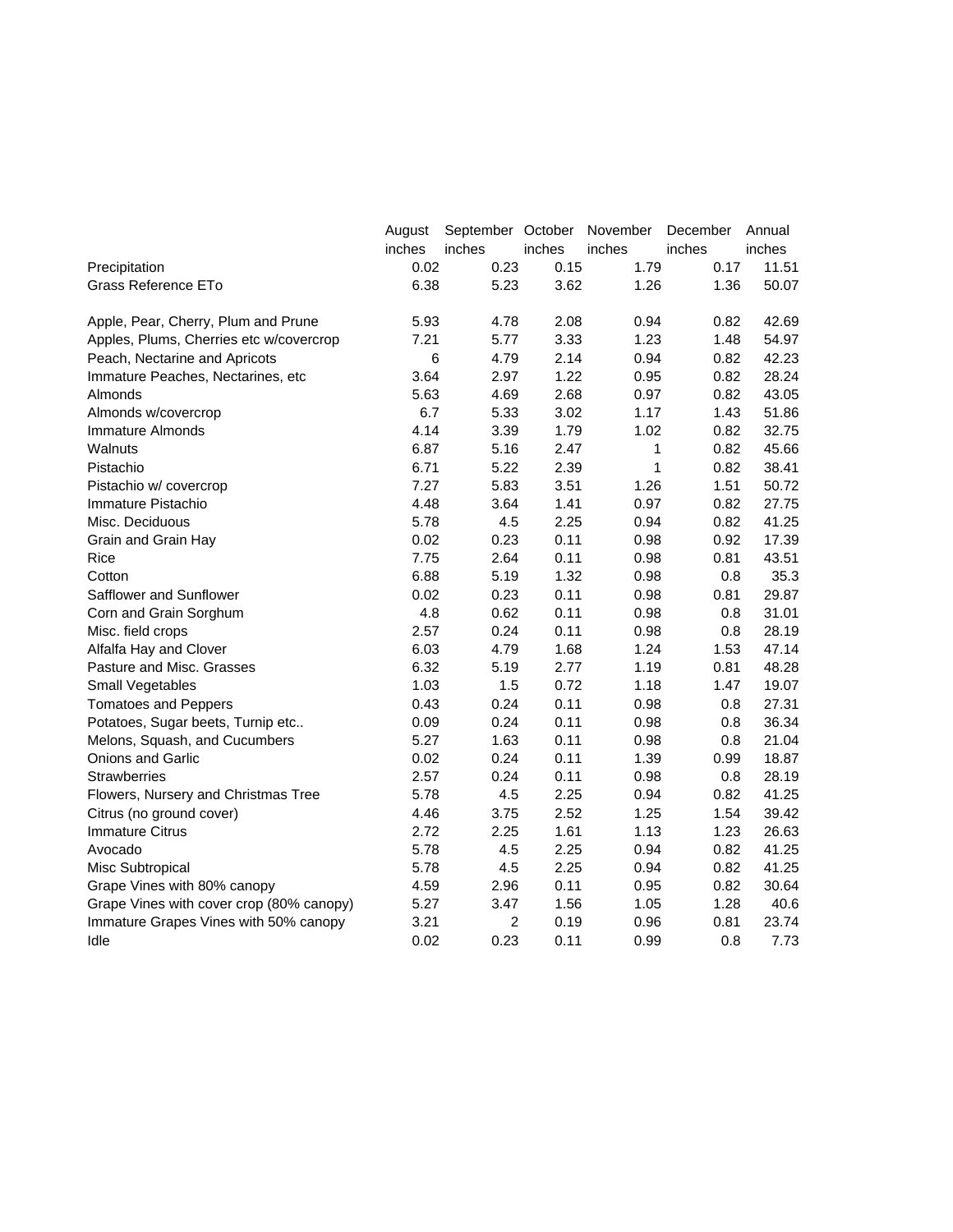| | August inches | September inches | October inches | November inches | December inches | Annual inches |
|---|---|---|---|---|---|---|
| Precipitation | 0.02 | 0.23 | 0.15 | 1.79 | 0.17 | 11.51 |
| Grass Reference ETo | 6.38 | 5.23 | 3.62 | 1.26 | 1.36 | 50.07 |
| | | | | | | |
| Apple, Pear, Cherry, Plum and Prune | 5.93 | 4.78 | 2.08 | 0.94 | 0.82 | 42.69 |
| Apples, Plums, Cherries etc w/covercrop | 7.21 | 5.77 | 3.33 | 1.23 | 1.48 | 54.97 |
| Peach, Nectarine and Apricots | 6 | 4.79 | 2.14 | 0.94 | 0.82 | 42.23 |
| Immature Peaches, Nectarines, etc | 3.64 | 2.97 | 1.22 | 0.95 | 0.82 | 28.24 |
| Almonds | 5.63 | 4.69 | 2.68 | 0.97 | 0.82 | 43.05 |
| Almonds w/covercrop | 6.7 | 5.33 | 3.02 | 1.17 | 1.43 | 51.86 |
| Immature Almonds | 4.14 | 3.39 | 1.79 | 1.02 | 0.82 | 32.75 |
| Walnuts | 6.87 | 5.16 | 2.47 | 1 | 0.82 | 45.66 |
| Pistachio | 6.71 | 5.22 | 2.39 | 1 | 0.82 | 38.41 |
| Pistachio w/ covercrop | 7.27 | 5.83 | 3.51 | 1.26 | 1.51 | 50.72 |
| Immature Pistachio | 4.48 | 3.64 | 1.41 | 0.97 | 0.82 | 27.75 |
| Misc. Deciduous | 5.78 | 4.5 | 2.25 | 0.94 | 0.82 | 41.25 |
| Grain and Grain Hay | 0.02 | 0.23 | 0.11 | 0.98 | 0.92 | 17.39 |
| Rice | 7.75 | 2.64 | 0.11 | 0.98 | 0.81 | 43.51 |
| Cotton | 6.88 | 5.19 | 1.32 | 0.98 | 0.8 | 35.3 |
| Safflower and Sunflower | 0.02 | 0.23 | 0.11 | 0.98 | 0.81 | 29.87 |
| Corn and Grain Sorghum | 4.8 | 0.62 | 0.11 | 0.98 | 0.8 | 31.01 |
| Misc. field crops | 2.57 | 0.24 | 0.11 | 0.98 | 0.8 | 28.19 |
| Alfalfa Hay and Clover | 6.03 | 4.79 | 1.68 | 1.24 | 1.53 | 47.14 |
| Pasture and Misc. Grasses | 6.32 | 5.19 | 2.77 | 1.19 | 0.81 | 48.28 |
| Small Vegetables | 1.03 | 1.5 | 0.72 | 1.18 | 1.47 | 19.07 |
| Tomatoes and Peppers | 0.43 | 0.24 | 0.11 | 0.98 | 0.8 | 27.31 |
| Potatoes, Sugar beets, Turnip etc.. | 0.09 | 0.24 | 0.11 | 0.98 | 0.8 | 36.34 |
| Melons, Squash, and Cucumbers | 5.27 | 1.63 | 0.11 | 0.98 | 0.8 | 21.04 |
| Onions and Garlic | 0.02 | 0.24 | 0.11 | 1.39 | 0.99 | 18.87 |
| Strawberries | 2.57 | 0.24 | 0.11 | 0.98 | 0.8 | 28.19 |
| Flowers, Nursery and Christmas Tree | 5.78 | 4.5 | 2.25 | 0.94 | 0.82 | 41.25 |
| Citrus (no ground cover) | 4.46 | 3.75 | 2.52 | 1.25 | 1.54 | 39.42 |
| Immature Citrus | 2.72 | 2.25 | 1.61 | 1.13 | 1.23 | 26.63 |
| Avocado | 5.78 | 4.5 | 2.25 | 0.94 | 0.82 | 41.25 |
| Misc Subtropical | 5.78 | 4.5 | 2.25 | 0.94 | 0.82 | 41.25 |
| Grape Vines with 80% canopy | 4.59 | 2.96 | 0.11 | 0.95 | 0.82 | 30.64 |
| Grape Vines with cover crop (80% canopy) | 5.27 | 3.47 | 1.56 | 1.05 | 1.28 | 40.6 |
| Immature Grapes Vines with 50% canopy | 3.21 | 2 | 0.19 | 0.96 | 0.81 | 23.74 |
| Idle | 0.02 | 0.23 | 0.11 | 0.99 | 0.8 | 7.73 |